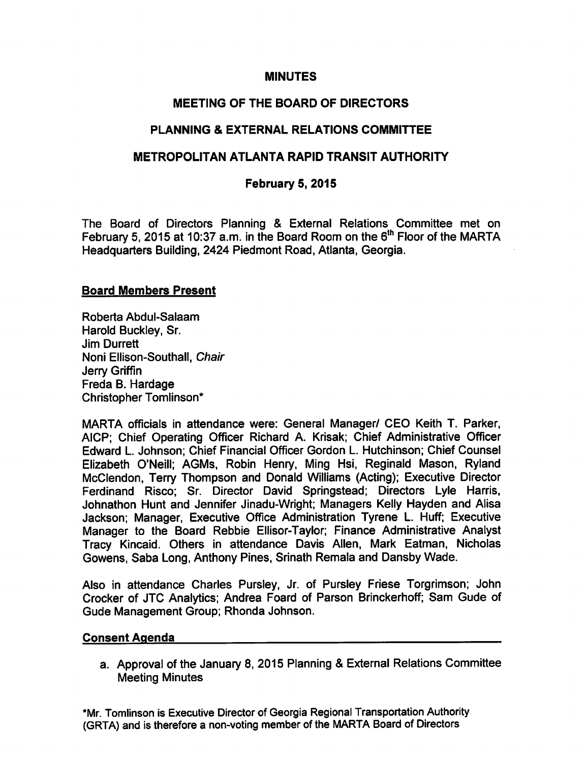# MINUTES

## MEETING OF THE BOARD OF DIRECTORS

## PLANNING & EXTERNAL RELATIONS COMMITTEE

## METROPOLITAN ATLANTA RAPID TRANSIT AUTHORITY

### February 5, 2015

The Board of Directors Planning & External Relations Committee met on February 5, 2015 at 10:37 a.m. in the Board Room on the 6th Floor of the MARTA Headquarters Building, 2424 Piedmont Road, Atlanta, Georgia.

**Board Members Present**

Roberta Abdul-Salaam
Harold Buckley, Sr.
Jim Durrett
Noni Ellison-Southall, *Chair*
Jerry Griffin
Freda B. Hardage
Christopher Tomlinson*

MARTA officials in attendance were: General Manager/ CEO Keith T. Parker, AICP; Chief Operating Officer Richard A. Krisak; Chief Administrative Officer Edward L. Johnson; Chief Financial Officer Gordon L. Hutchinson; Chief Counsel Elizabeth O'Neill; AGMs, Robin Henry, Ming Hsi, Reginald Mason, Ryland McClendon, Terry Thompson and Donald Williams (Acting); Executive Director Ferdinand Risco; Sr. Director David Springstead; Directors Lyle Harris, Johnathon Hunt and Jennifer Jinadu-Wright; Managers Kelly Hayden and Alisa Jackson; Manager, Executive Office Administration Tyrene L. Huff; Executive Manager to the Board Rebbie Ellisor-Taylor; Finance Administrative Analyst Tracy Kincaid. Others in attendance Davis Allen, Mark Eatman, Nicholas Gowens, Saba Long, Anthony Pines, Srinath Remala and Dansby Wade.

Also in attendance Charles Pursley, Jr. of Pursley Friese Torgrimson; John Crocker of JTC Analytics; Andrea Foard of Parson Brinckerhoff; Sam Gude of Gude Management Group; Rhonda Johnson.

**Consent Agenda**

a. Approval of the January 8, 2015 Planning & External Relations Committee Meeting Minutes

*Mr. Tomlinson is Executive Director of Georgia Regional Transportation Authority (GRTA) and is therefore a non-voting member of the MARTA Board of Directors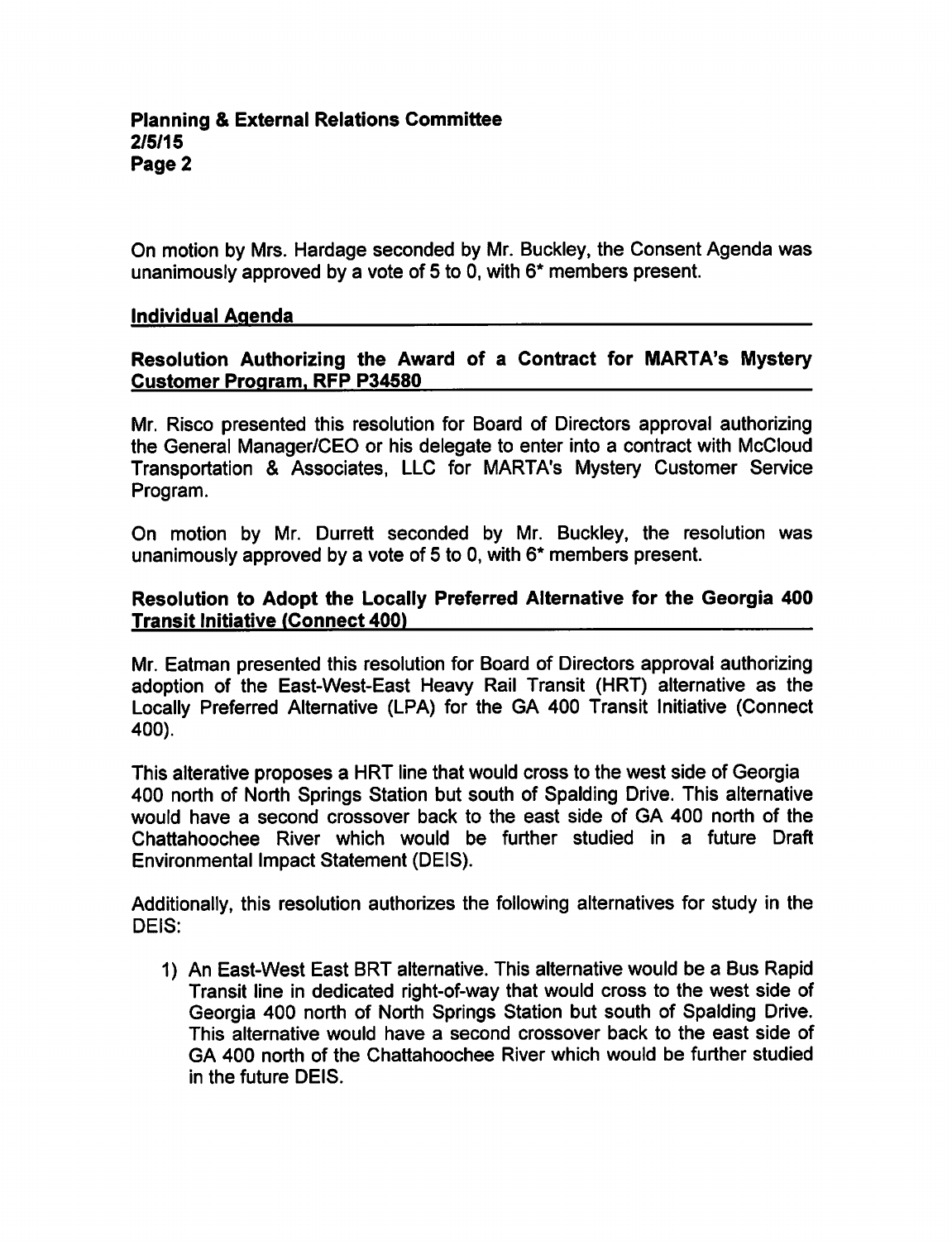On motion by Mrs. Hardage seconded by Mr. Buckley, the Consent Agenda was unanimously approved by a vote of 5 to 0, with 6* members present.

## Individual Agenda

### Resolution Authorizing the Award of a Contract for MARTA's Mystery Customer Program, RFP P34580

Mr. Risco presented this resolution for Board of Directors approval authorizing the General Manager/CEO or his delegate to enter into a contract with McCloud Transportation & Associates, LLC for MARTA's Mystery Customer Service Program.

On motion by Mr. Durrett seconded by Mr. Buckley, the resolution was unanimously approved by a vote of 5 to 0, with 6* members present.

### Resolution to Adopt the Locally Preferred Alternative for the Georgia 400 Transit Initiative (Connect 400)

Mr. Eatman presented this resolution for Board of Directors approval authorizing adoption of the East-West-East Heavy Rail Transit (HRT) alternative as the Locally Preferred Alternative (LPA) for the GA 400 Transit Initiative (Connect 400).

This alterative proposes a HRT line that would cross to the west side of Georgia 400 north of North Springs Station but south of Spalding Drive. This alternative would have a second crossover back to the east side of GA 400 north of the Chattahoochee River which would be further studied in a future Draft Environmental Impact Statement (DEIS).

Additionally, this resolution authorizes the following alternatives for study in the DEIS:

1) An East-West East BRT alternative. This alternative would be a Bus Rapid Transit line in dedicated right-of-way that would cross to the west side of Georgia 400 north of North Springs Station but south of Spalding Drive. This alternative would have a second crossover back to the east side of GA 400 north of the Chattahoochee River which would be further studied in the future DEIS.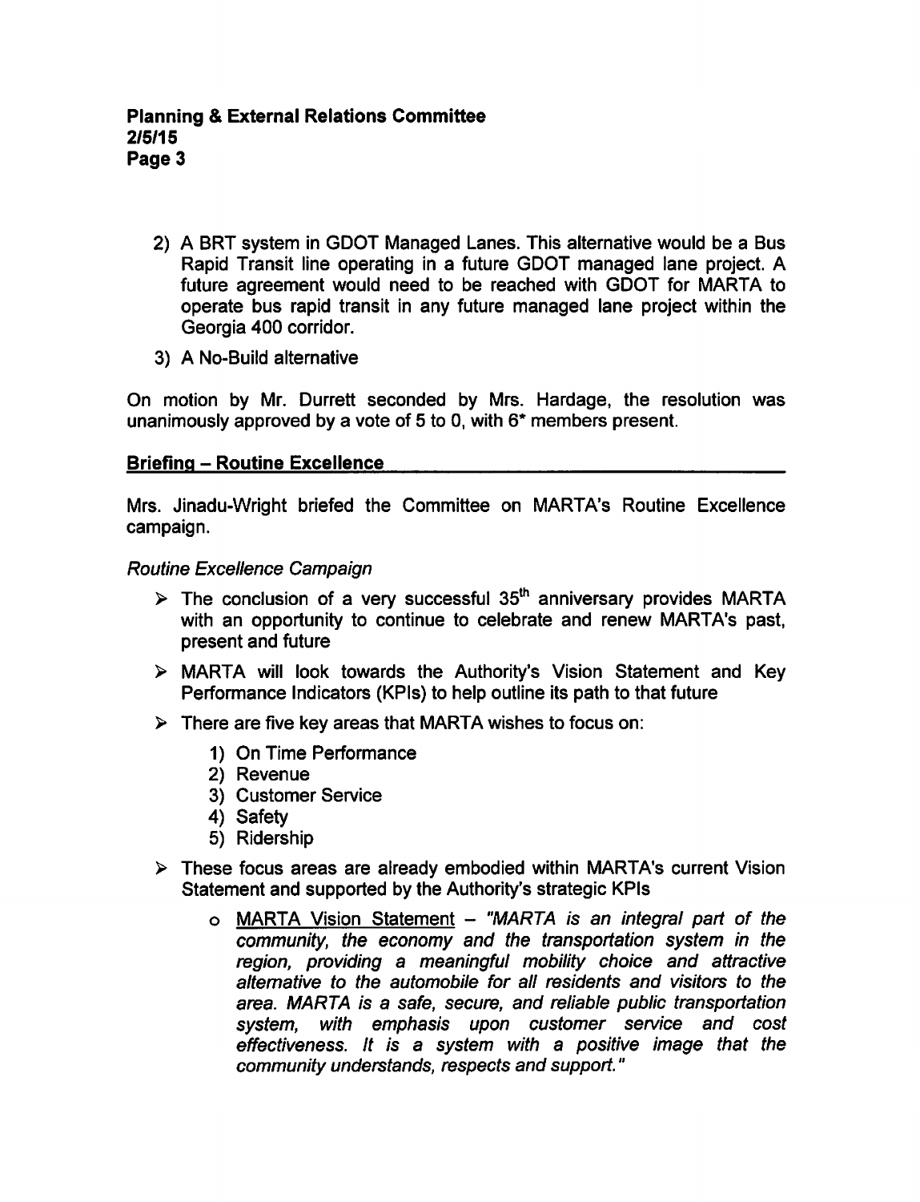2) A BRT system in GDOT Managed Lanes. This alternative would be a Bus Rapid Transit line operating in a future GDOT managed lane project. A future agreement would need to be reached with GDOT for MARTA to operate bus rapid transit in any future managed lane project within the Georgia 400 corridor.

3) A No-Build alternative

On motion by Mr. Durrett seconded by Mrs. Hardage, the resolution was unanimously approved by a vote of 5 to 0, with 6* members present.

## Briefing – Routine Excellence

Mrs. Jinadu-Wright briefed the Committee on MARTA's Routine Excellence campaign.

*Routine Excellence Campaign*

- The conclusion of a very successful 35th anniversary provides MARTA with an opportunity to continue to celebrate and renew MARTA's past, present and future
- MARTA will look towards the Authority's Vision Statement and Key Performance Indicators (KPIs) to help outline its path to that future
- There are five key areas that MARTA wishes to focus on:
  1) On Time Performance
  2) Revenue
  3) Customer Service
  4) Safety
  5) Ridership
- These focus areas are already embodied within MARTA's current Vision Statement and supported by the Authority's strategic KPIs
  - MARTA Vision Statement – *"MARTA is an integral part of the community, the economy and the transportation system in the region, providing a meaningful mobility choice and attractive alternative to the automobile for all residents and visitors to the area. MARTA is a safe, secure, and reliable public transportation system, with emphasis upon customer service and cost effectiveness. It is a system with a positive image that the community understands, respects and support."*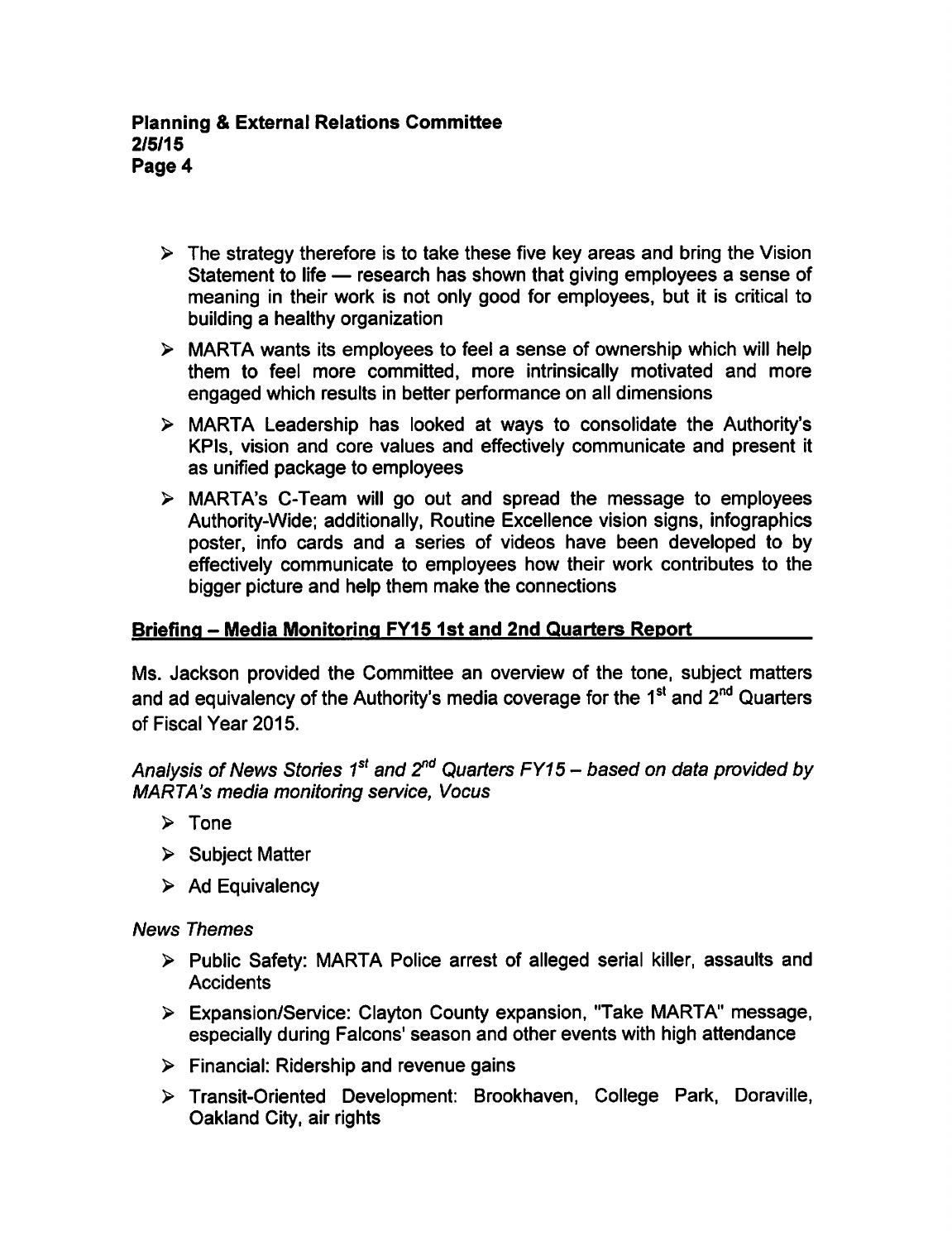- The strategy therefore is to take these five key areas and bring the Vision Statement to life — research has shown that giving employees a sense of meaning in their work is not only good for employees, but it is critical to building a healthy organization
- MARTA wants its employees to feel a sense of ownership which will help them to feel more committed, more intrinsically motivated and more engaged which results in better performance on all dimensions
- MARTA Leadership has looked at ways to consolidate the Authority's KPIs, vision and core values and effectively communicate and present it as unified package to employees
- MARTA's C-Team will go out and spread the message to employees Authority-Wide; additionally, Routine Excellence vision signs, infographics poster, info cards and a series of videos have been developed to by effectively communicate to employees how their work contributes to the bigger picture and help them make the connections

## Briefing – Media Monitoring FY15 1st and 2nd Quarters Report

Ms. Jackson provided the Committee an overview of the tone, subject matters and ad equivalency of the Authority's media coverage for the 1st and 2nd Quarters of Fiscal Year 2015.

*Analysis of News Stories 1st and 2nd Quarters FY15 – based on data provided by MARTA's media monitoring service, Vocus*

- Tone
- Subject Matter
- Ad Equivalency

*News Themes*

- Public Safety: MARTA Police arrest of alleged serial killer, assaults and Accidents
- Expansion/Service: Clayton County expansion, "Take MARTA" message, especially during Falcons' season and other events with high attendance
- Financial: Ridership and revenue gains
- Transit-Oriented Development: Brookhaven, College Park, Doraville, Oakland City, air rights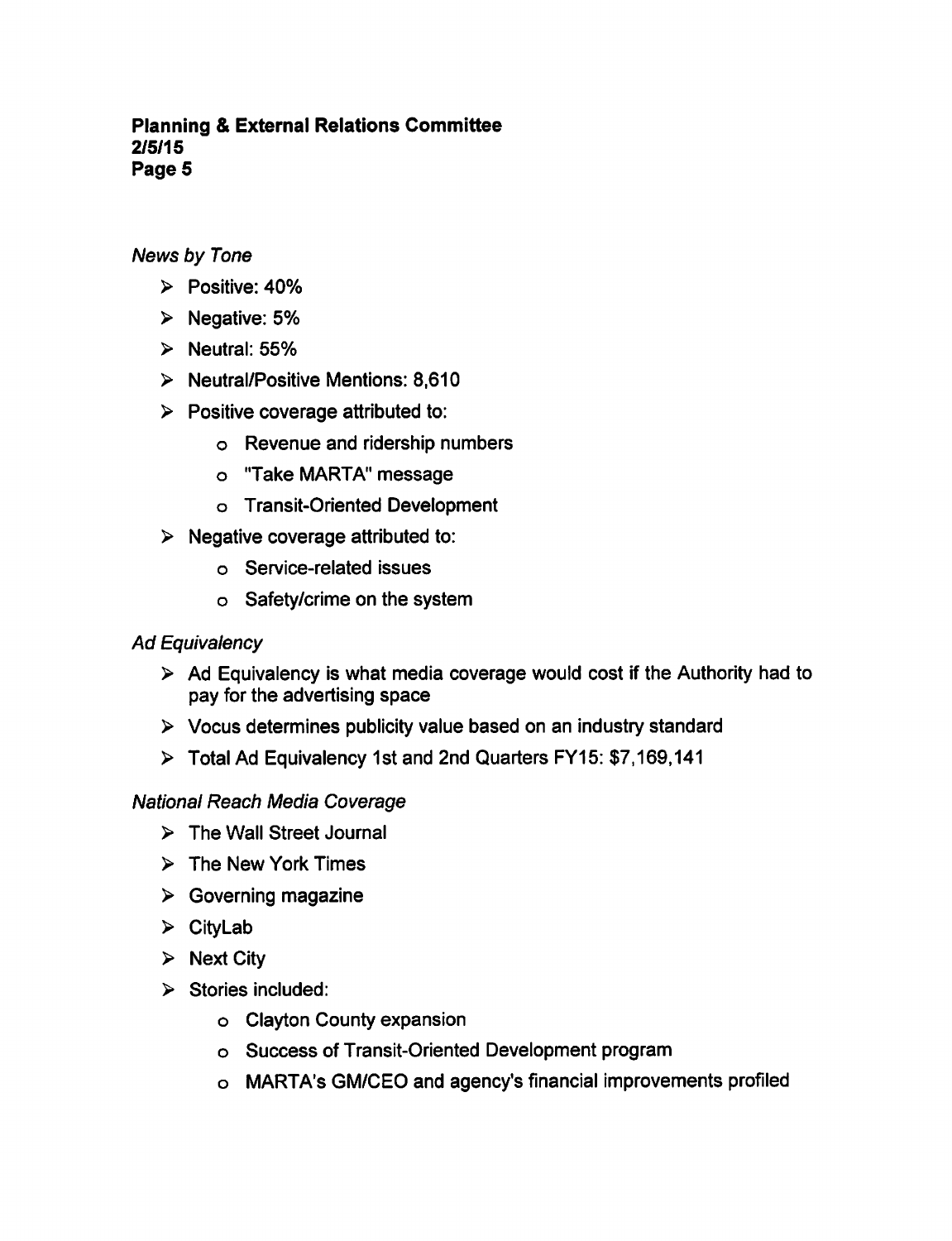*News by Tone*

- Positive: 40%
- Negative: 5%
- Neutral: 55%
- Neutral/Positive Mentions: 8,610
- Positive coverage attributed to:
  - Revenue and ridership numbers
  - "Take MARTA" message
  - Transit-Oriented Development
- Negative coverage attributed to:
  - Service-related issues
  - Safety/crime on the system

*Ad Equivalency*

- Ad Equivalency is what media coverage would cost if the Authority had to pay for the advertising space
- Vocus determines publicity value based on an industry standard
- Total Ad Equivalency 1st and 2nd Quarters FY15: $7,169,141

*National Reach Media Coverage*

- The Wall Street Journal
- The New York Times
- Governing magazine
- CityLab
- Next City
- Stories included:
  - Clayton County expansion
  - Success of Transit-Oriented Development program
  - MARTA's GM/CEO and agency's financial improvements profiled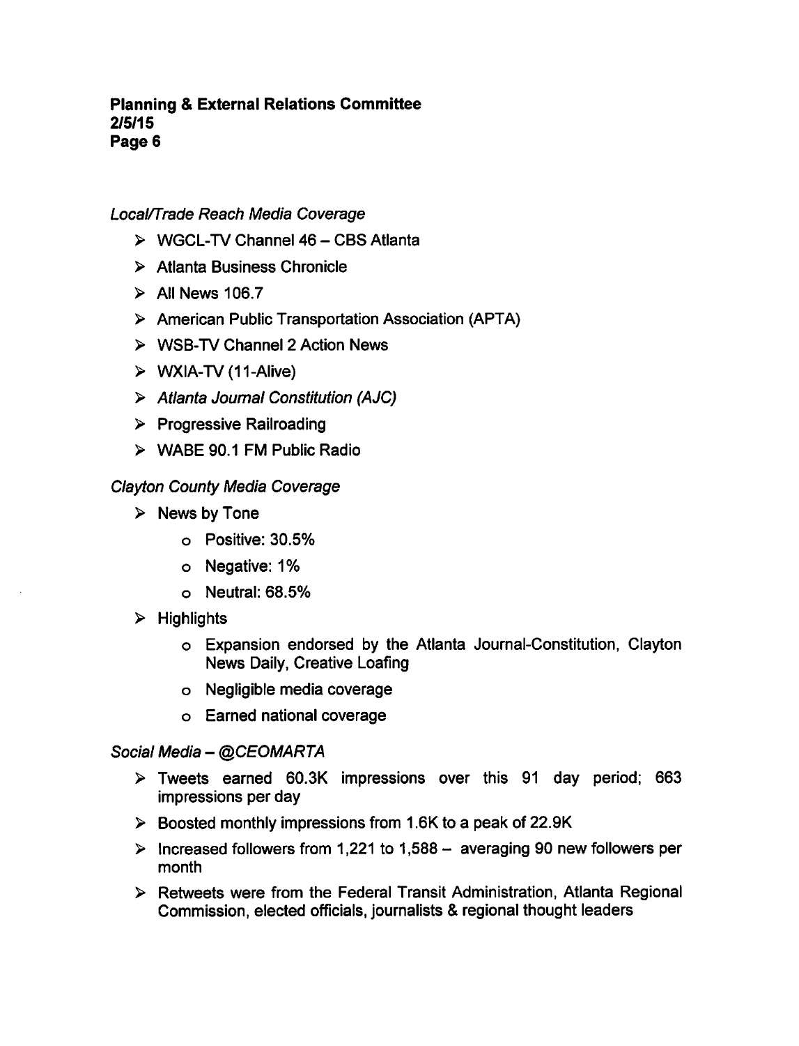*Local/Trade Reach Media Coverage*

- WGCL-TV Channel 46 – CBS Atlanta
- Atlanta Business Chronicle
- All News 106.7
- American Public Transportation Association (APTA)
- WSB-TV Channel 2 Action News
- WXIA-TV (11-Alive)
- *Atlanta Journal Constitution (AJC)*
- Progressive Railroading
- WABE 90.1 FM Public Radio

*Clayton County Media Coverage*

- News by Tone
  - Positive: 30.5%
  - Negative: 1%
  - Neutral: 68.5%
- Highlights
  - Expansion endorsed by the Atlanta Journal-Constitution, Clayton News Daily, Creative Loafing
  - Negligible media coverage
  - Earned national coverage

*Social Media – @CEOMARTA*

- Tweets earned 60.3K impressions over this 91 day period; 663 impressions per day
- Boosted monthly impressions from 1.6K to a peak of 22.9K
- Increased followers from 1,221 to 1,588 – averaging 90 new followers per month
- Retweets were from the Federal Transit Administration, Atlanta Regional Commission, elected officials, journalists & regional thought leaders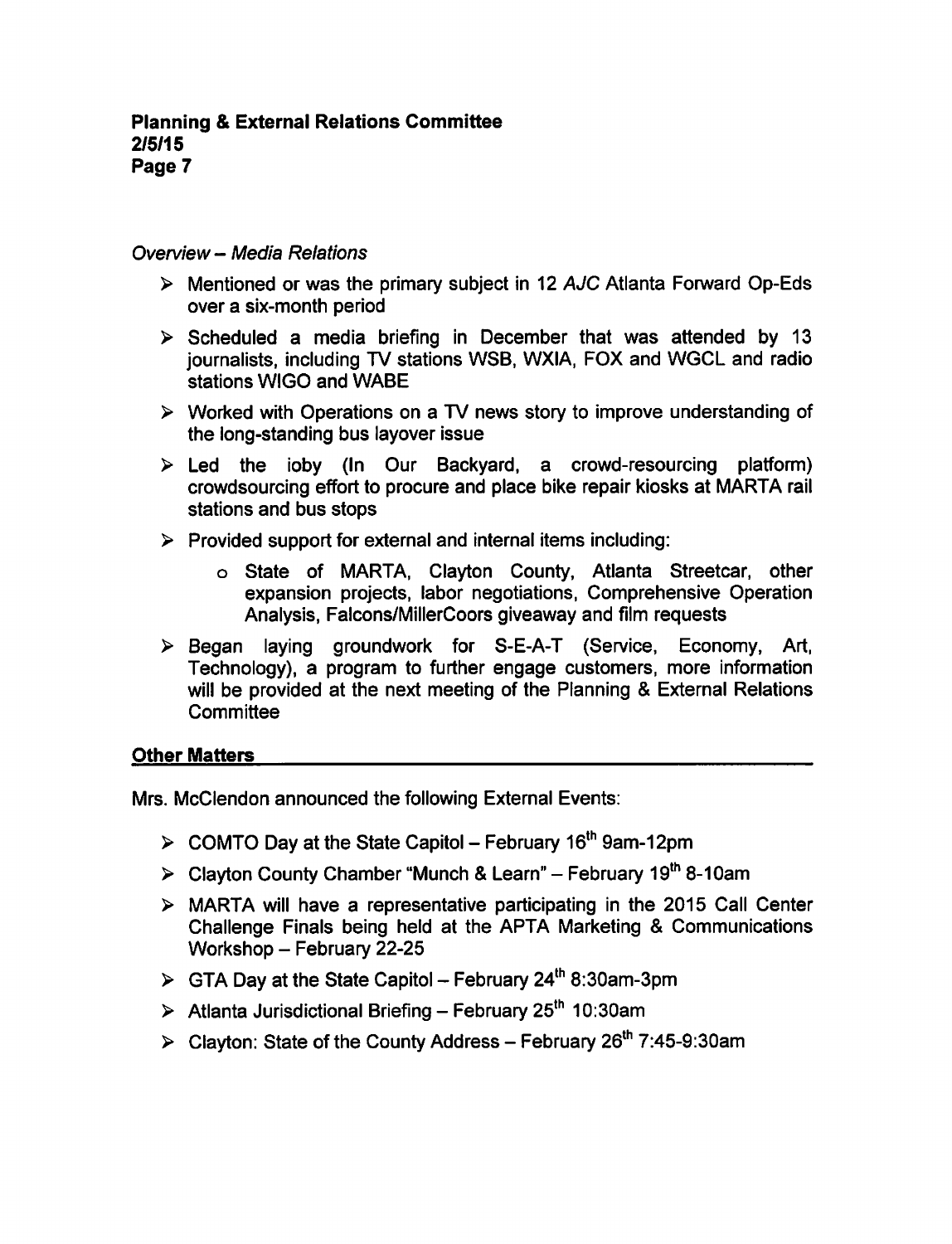*Overview – Media Relations*

- Mentioned or was the primary subject in 12 *AJC* Atlanta Forward Op-Eds over a six-month period
- Scheduled a media briefing in December that was attended by 13 journalists, including TV stations WSB, WXIA, FOX and WGCL and radio stations WIGO and WABE
- Worked with Operations on a TV news story to improve understanding of the long-standing bus layover issue
- Led the ioby (In Our Backyard, a crowd-resourcing platform) crowdsourcing effort to procure and place bike repair kiosks at MARTA rail stations and bus stops
- Provided support for external and internal items including:
  - State of MARTA, Clayton County, Atlanta Streetcar, other expansion projects, labor negotiations, Comprehensive Operation Analysis, Falcons/MillerCoors giveaway and film requests
- Began laying groundwork for S-E-A-T (Service, Economy, Art, Technology), a program to further engage customers, more information will be provided at the next meeting of the Planning & External Relations Committee

## Other Matters

Mrs. McClendon announced the following External Events:

- COMTO Day at the State Capitol – February 16th 9am-12pm
- Clayton County Chamber "Munch & Learn" – February 19th 8-10am
- MARTA will have a representative participating in the 2015 Call Center Challenge Finals being held at the APTA Marketing & Communications Workshop – February 22-25
- GTA Day at the State Capitol – February 24th 8:30am-3pm
- Atlanta Jurisdictional Briefing – February 25th 10:30am
- Clayton: State of the County Address – February 26th 7:45-9:30am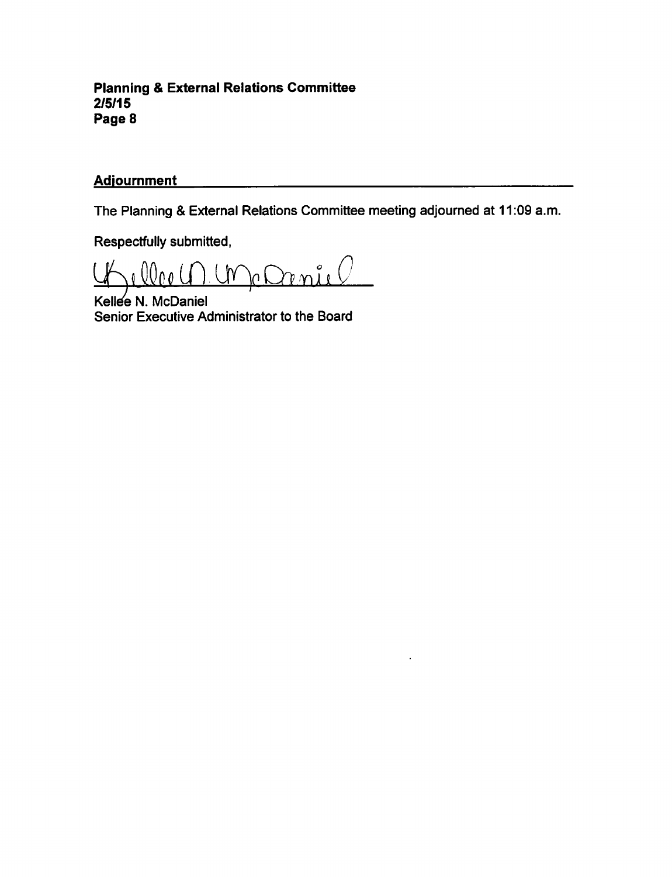## Adjournment

The Planning & External Relations Committee meeting adjourned at 11:09 a.m.

Respectfully submitted,

Kellee N. McDaniel
Senior Executive Administrator to the Board